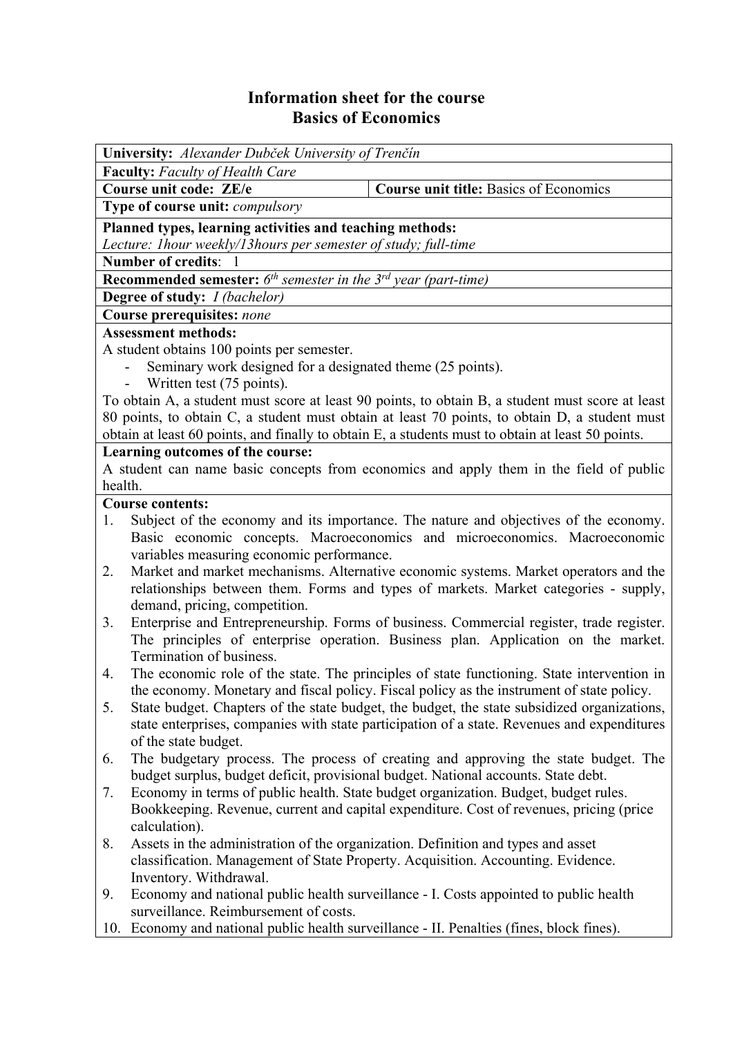# Information sheet for the course
# Basics of Economics

**University:** *Alexander Dubček University of Trenčín*

**Faculty:** *Faculty of Health Care*

| **Course unit code: ZE/e** | **Course unit title:** Basics of Economics |
|---|---|

**Type of course unit:** *compulsory*

**Planned types, learning activities and teaching methods:**
*Lecture: 1hour weekly/13hours per semester of study; full-time*

**Number of credits**: 1

**Recommended semester:** *6th semester in the 3rd year (part-time)*

**Degree of study:** *I (bachelor)*

**Course prerequisites:** *none*

**Assessment methods:**

A student obtains 100 points per semester.

- Seminary work designed for a designated theme (25 points).
- Written test (75 points).

To obtain A, a student must score at least 90 points, to obtain B, a student must score at least 80 points, to obtain C, a student must obtain at least 70 points, to obtain D, a student must obtain at least 60 points, and finally to obtain E, a students must to obtain at least 50 points.

**Learning outcomes of the course:**

A student can name basic concepts from economics and apply them in the field of public health.

**Course contents:**

1. Subject of the economy and its importance. The nature and objectives of the economy. Basic economic concepts. Macroeconomics and microeconomics. Macroeconomic variables measuring economic performance.
2. Market and market mechanisms. Alternative economic systems. Market operators and the relationships between them. Forms and types of markets. Market categories - supply, demand, pricing, competition.
3. Enterprise and Entrepreneurship. Forms of business. Commercial register, trade register. The principles of enterprise operation. Business plan. Application on the market. Termination of business.
4. The economic role of the state. The principles of state functioning. State intervention in the economy. Monetary and fiscal policy. Fiscal policy as the instrument of state policy.
5. State budget. Chapters of the state budget, the budget, the state subsidized organizations, state enterprises, companies with state participation of a state. Revenues and expenditures of the state budget.
6. The budgetary process. The process of creating and approving the state budget. The budget surplus, budget deficit, provisional budget. National accounts. State debt.
7. Economy in terms of public health. State budget organization. Budget, budget rules. Bookkeeping. Revenue, current and capital expenditure. Cost of revenues, pricing (price calculation).
8. Assets in the administration of the organization. Definition and types and asset classification. Management of State Property. Acquisition. Accounting. Evidence. Inventory. Withdrawal.
9. Economy and national public health surveillance - I. Costs appointed to public health surveillance. Reimbursement of costs.
10. Economy and national public health surveillance - II. Penalties (fines, block fines).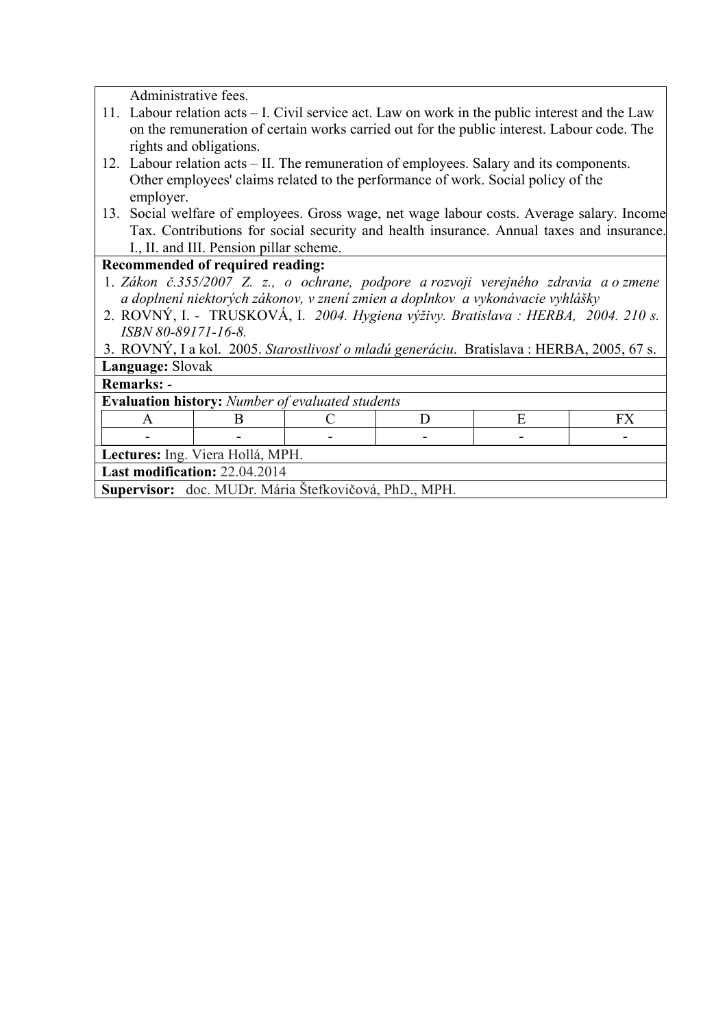Administrative fees.

11. Labour relation acts – I. Civil service act. Law on work in the public interest and the Law on the remuneration of certain works carried out for the public interest. Labour code. The rights and obligations.
12. Labour relation acts – II. The remuneration of employees. Salary and its components. Other employees' claims related to the performance of work. Social policy of the employer.
13. Social welfare of employees. Gross wage, net wage labour costs. Average salary. Income Tax. Contributions for social security and health insurance. Annual taxes and insurance. I., II. and III. Pension pillar scheme.

**Recommended of required reading:**

1. *Zákon č.355/2007 Z. z., o ochrane, podpore a rozvoji verejného zdravia a o zmene a doplnení niektorých zákonov, v znení zmien a doplnkov a vykonávacie vyhlášky*
2. ROVNÝ, I. - TRUSKOVÁ, I. *2004. Hygiena výživy. Bratislava : HERBA, 2004. 210 s. ISBN 80-89171-16-8.*
3. ROVNÝ, I a kol. 2005. *Starostlivosť o mladú generáciu*. Bratislava : HERBA, 2005, 67 s.

**Language:** Slovak

**Remarks:** -

**Evaluation history:** *Number of evaluated students*

| A | B | C | D | E | FX |
|---|---|---|---|---|---|
| - | - | - | - | - | - |

**Lectures:** Ing. Viera Hollá, MPH.

**Last modification:** 22.04.2014

**Supervisor:** doc. MUDr. Mária Štefkovičová, PhD., MPH.